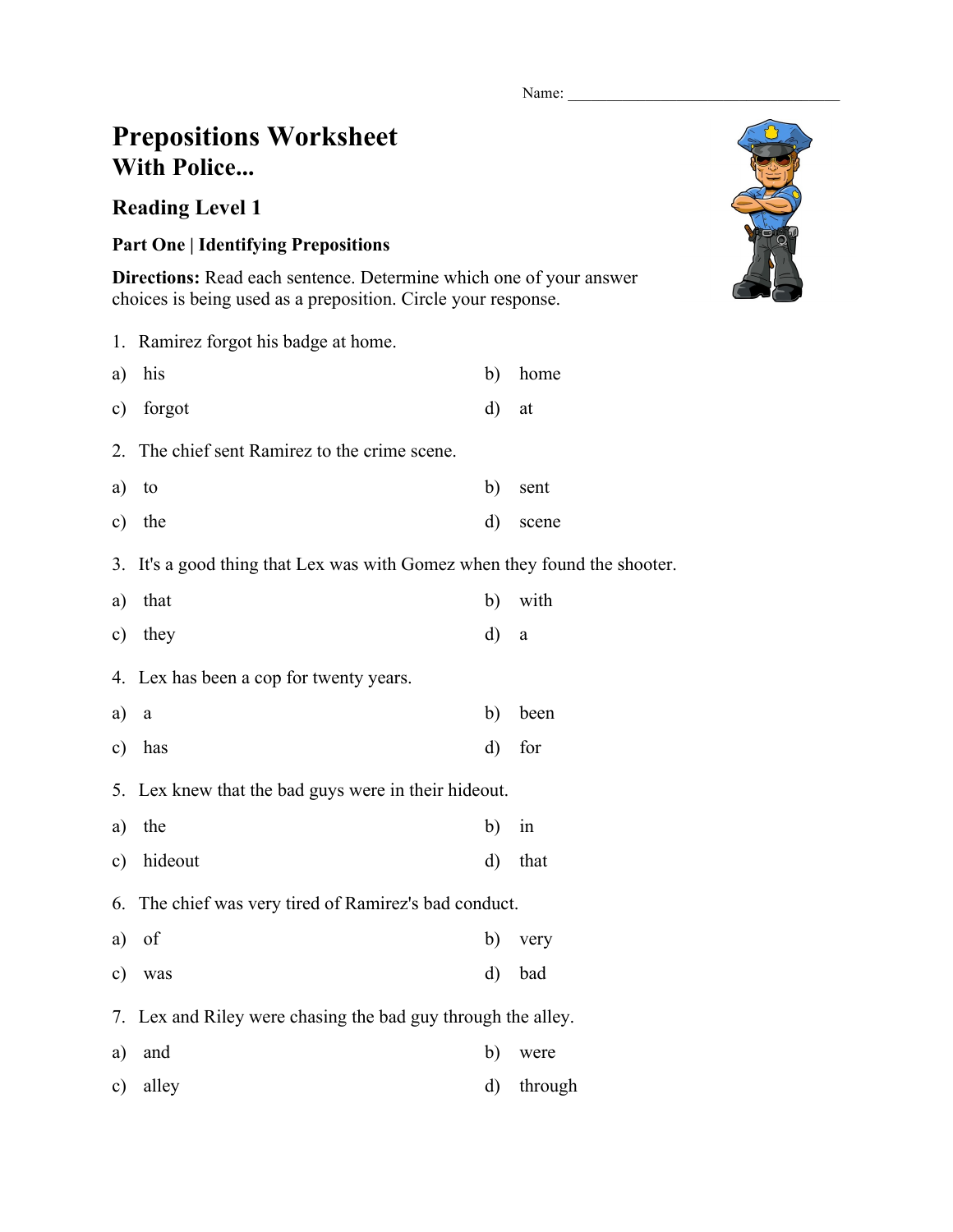Name: ___________________________________

# Prepositions Worksheet
## With Police...

### Reading Level 1

**Part One | Identifying Prepositions**

**Directions:** Read each sentence. Determine which one of your answer choices is being used as a preposition. Circle your response.

1. Ramirez forgot his badge at home.

a) his
b) home
c) forgot
d) at

2. The chief sent Ramirez to the crime scene.

a) to
b) sent
c) the
d) scene

3. It's a good thing that Lex was with Gomez when they found the shooter.

a) that
b) with
c) they
d) a

4. Lex has been a cop for twenty years.

a) a
b) been
c) has
d) for

5. Lex knew that the bad guys were in their hideout.

a) the
b) in
c) hideout
d) that

6. The chief was very tired of Ramirez's bad conduct.

a) of
b) very
c) was
d) bad

7. Lex and Riley were chasing the bad guy through the alley.

a) and
b) were
c) alley
d) through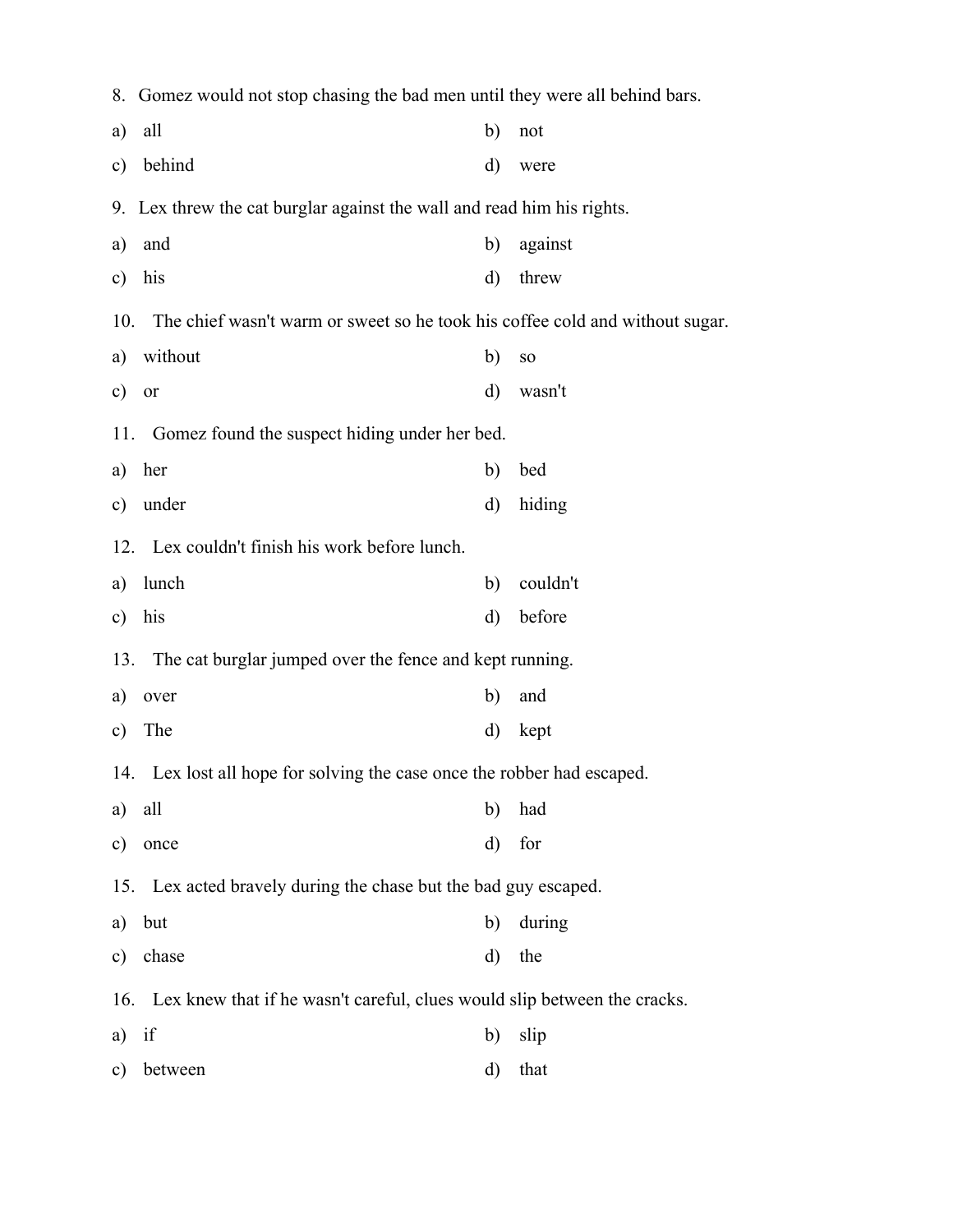8. Gomez would not stop chasing the bad men until they were all behind bars.

a) all  
b) not  
c) behind  
d) were

9. Lex threw the cat burglar against the wall and read him his rights.

a) and  
b) against  
c) his  
d) threw

10. The chief wasn't warm or sweet so he took his coffee cold and without sugar.

a) without  
b) so  
c) or  
d) wasn't

11. Gomez found the suspect hiding under her bed.

a) her  
b) bed  
c) under  
d) hiding

12. Lex couldn't finish his work before lunch.

a) lunch  
b) couldn't  
c) his  
d) before

13. The cat burglar jumped over the fence and kept running.

a) over  
b) and  
c) The  
d) kept

14. Lex lost all hope for solving the case once the robber had escaped.

a) all  
b) had  
c) once  
d) for

15. Lex acted bravely during the chase but the bad guy escaped.

a) but  
b) during  
c) chase  
d) the

16. Lex knew that if he wasn't careful, clues would slip between the cracks.

a) if  
b) slip  
c) between  
d) that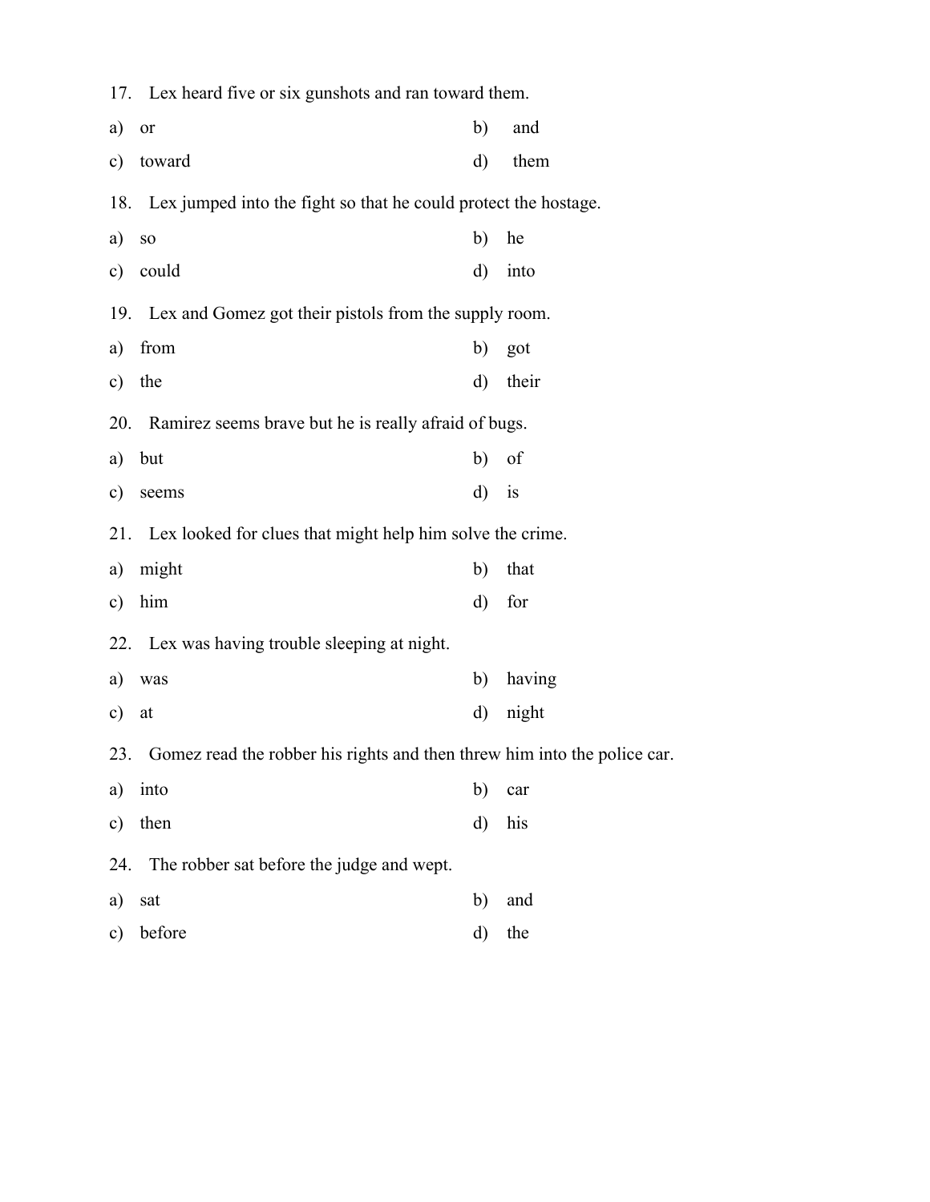17. Lex heard five or six gunshots and ran toward them.

a) or
b) and
c) toward
d) them

18. Lex jumped into the fight so that he could protect the hostage.

a) so
b) he
c) could
d) into

19. Lex and Gomez got their pistols from the supply room.

a) from
b) got
c) the
d) their

20. Ramirez seems brave but he is really afraid of bugs.

a) but
b) of
c) seems
d) is

21. Lex looked for clues that might help him solve the crime.

a) might
b) that
c) him
d) for

22. Lex was having trouble sleeping at night.

a) was
b) having
c) at
d) night

23. Gomez read the robber his rights and then threw him into the police car.

a) into
b) car
c) then
d) his

24. The robber sat before the judge and wept.

a) sat
b) and
c) before
d) the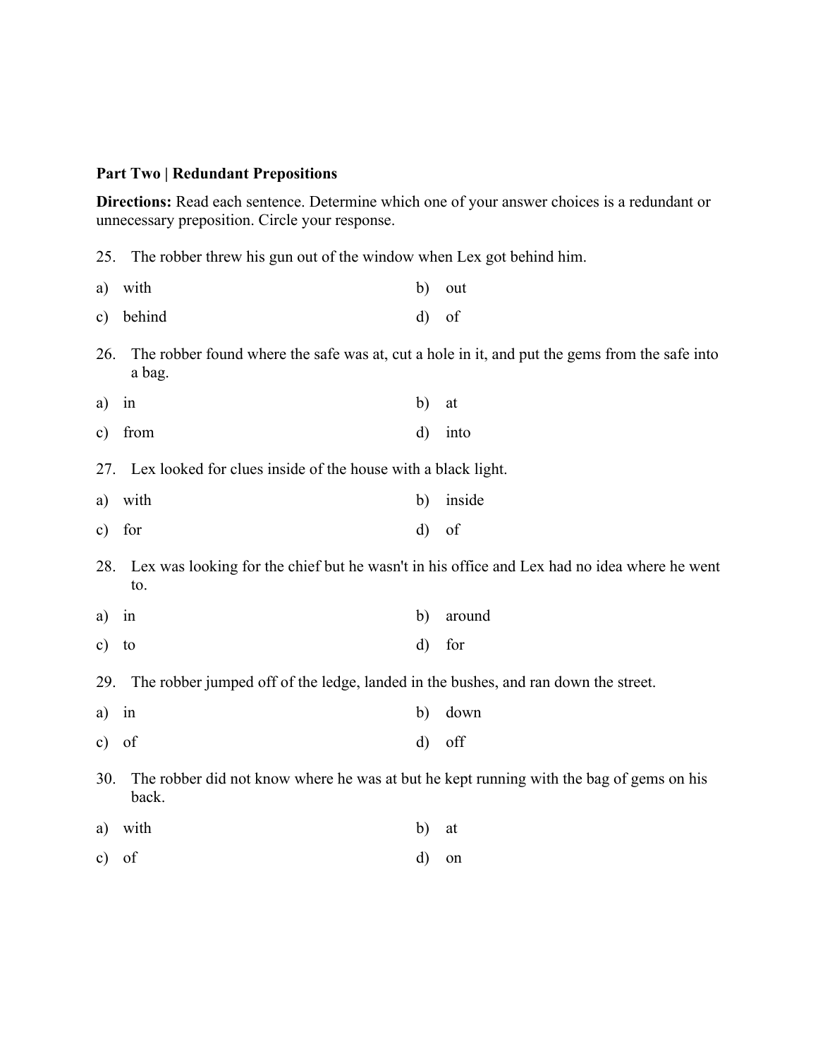**Part Two | Redundant Prepositions**

**Directions:** Read each sentence. Determine which one of your answer choices is a redundant or unnecessary preposition. Circle your response.

25. The robber threw his gun out of the window when Lex got behind him.

a) with
b) out
c) behind
d) of

26. The robber found where the safe was at, cut a hole in it, and put the gems from the safe into a bag.

a) in
b) at
c) from
d) into

27. Lex looked for clues inside of the house with a black light.

a) with
b) inside
c) for
d) of

28. Lex was looking for the chief but he wasn't in his office and Lex had no idea where he went to.

a) in
b) around
c) to
d) for

29. The robber jumped off of the ledge, landed in the bushes, and ran down the street.

a) in
b) down
c) of
d) off

30. The robber did not know where he was at but he kept running with the bag of gems on his back.

a) with
b) at
c) of
d) on